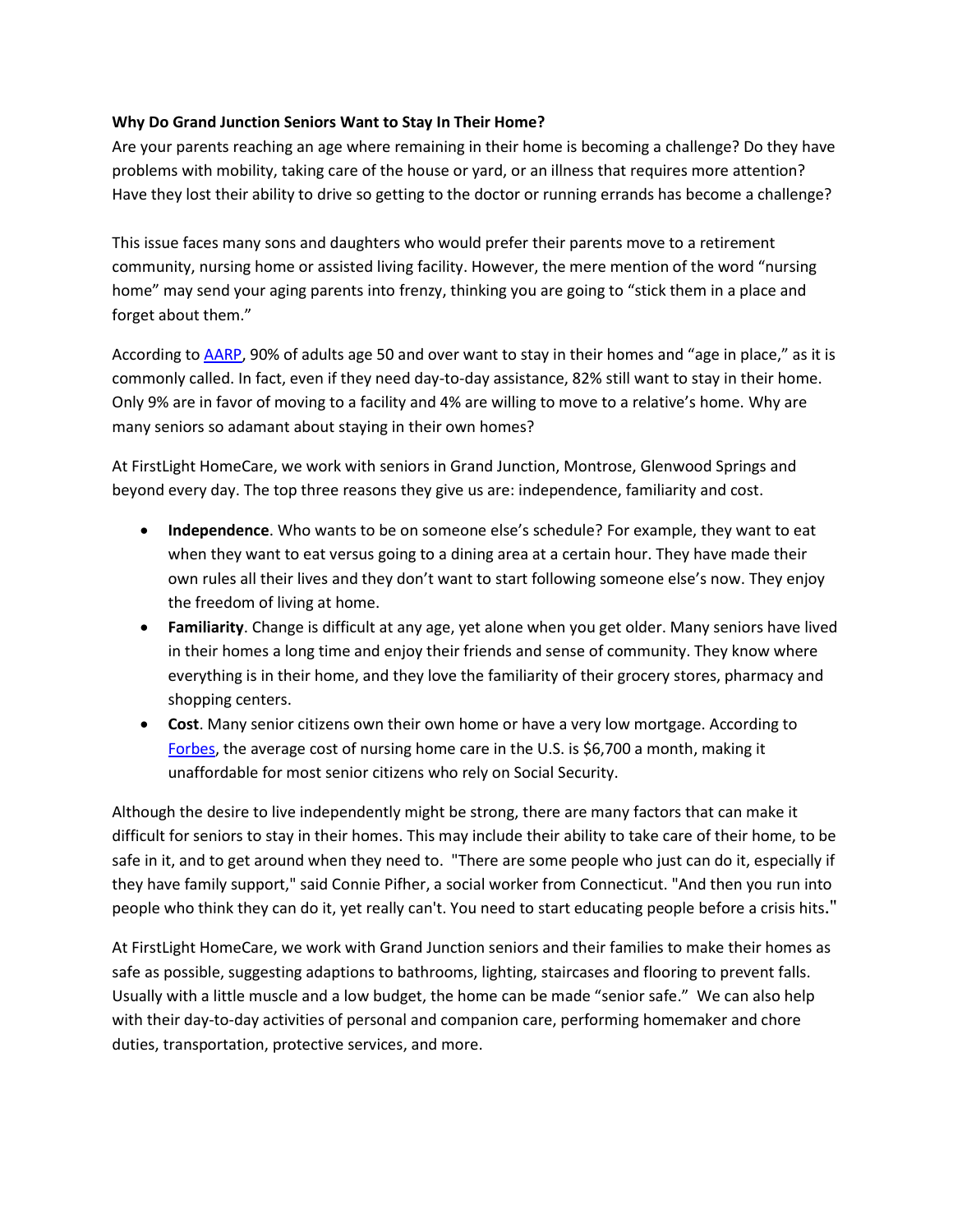**Why Do Grand Junction Seniors Want to Stay In Their Home?**

Are your parents reaching an age where remaining in their home is becoming a challenge? Do they have problems with mobility, taking care of the house or yard, or an illness that requires more attention? Have they lost their ability to drive so getting to the doctor or running errands has become a challenge?

This issue faces many sons and daughters who would prefer their parents move to a retirement community, nursing home or assisted living facility. However, the mere mention of the word "nursing home" may send your aging parents into frenzy, thinking you are going to "stick them in a place and forget about them."

According to [AARP](), 90% of adults age 50 and over want to stay in their homes and "age in place," as it is commonly called. In fact, even if they need day-to-day assistance, 82% still want to stay in their home. Only 9% are in favor of moving to a facility and 4% are willing to move to a relative's home. Why are many seniors so adamant about staying in their own homes?

At FirstLight HomeCare, we work with seniors in Grand Junction, Montrose, Glenwood Springs and beyond every day. The top three reasons they give us are: independence, familiarity and cost.

- **Independence**. Who wants to be on someone else's schedule? For example, they want to eat when they want to eat versus going to a dining area at a certain hour. They have made their own rules all their lives and they don't want to start following someone else's now. They enjoy the freedom of living at home.
- **Familiarity**. Change is difficult at any age, yet alone when you get older. Many seniors have lived in their homes a long time and enjoy their friends and sense of community. They know where everything is in their home, and they love the familiarity of their grocery stores, pharmacy and shopping centers.
- **Cost**. Many senior citizens own their own home or have a very low mortgage. According to [Forbes](), the average cost of nursing home care in the U.S. is $6,700 a month, making it unaffordable for most senior citizens who rely on Social Security.

Although the desire to live independently might be strong, there are many factors that can make it difficult for seniors to stay in their homes. This may include their ability to take care of their home, to be safe in it, and to get around when they need to. "There are some people who just can do it, especially if they have family support," said Connie Pifher, a social worker from Connecticut. "And then you run into people who think they can do it, yet really can't. You need to start educating people before a crisis hits."

At FirstLight HomeCare, we work with Grand Junction seniors and their families to make their homes as safe as possible, suggesting adaptions to bathrooms, lighting, staircases and flooring to prevent falls. Usually with a little muscle and a low budget, the home can be made "senior safe." We can also help with their day-to-day activities of personal and companion care, performing homemaker and chore duties, transportation, protective services, and more.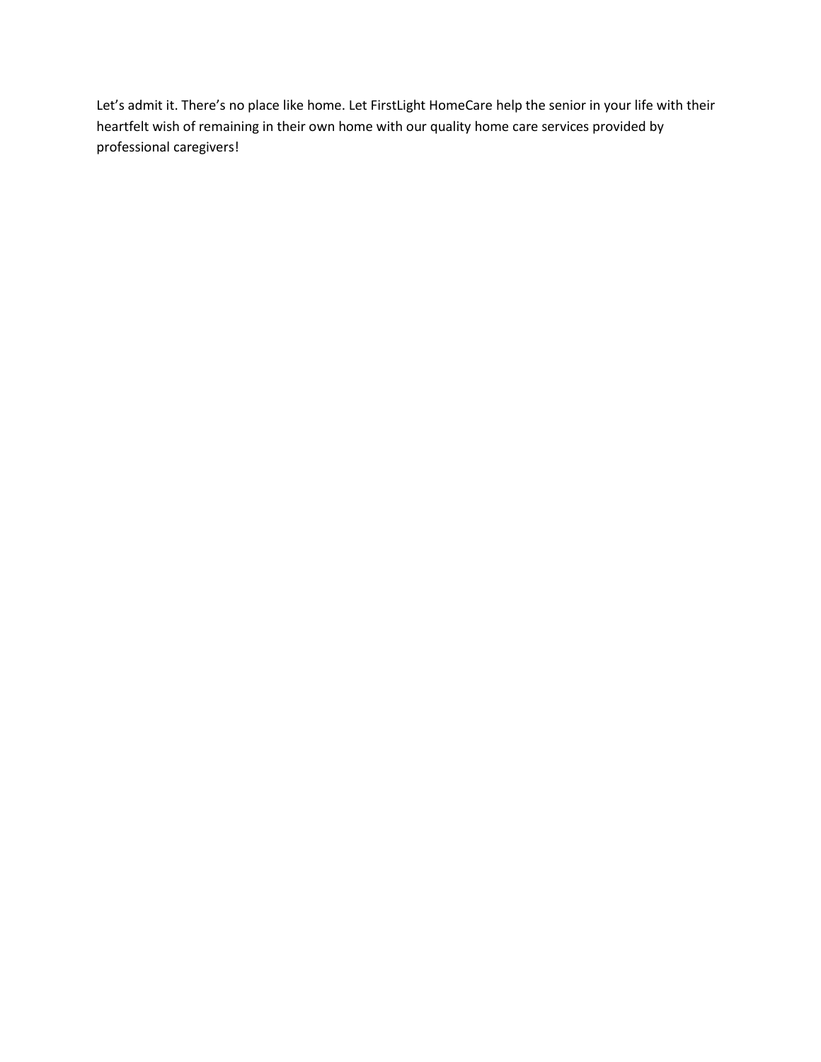Let’s admit it. There’s no place like home. Let FirstLight HomeCare help the senior in your life with their heartfelt wish of remaining in their own home with our quality home care services provided by professional caregivers!